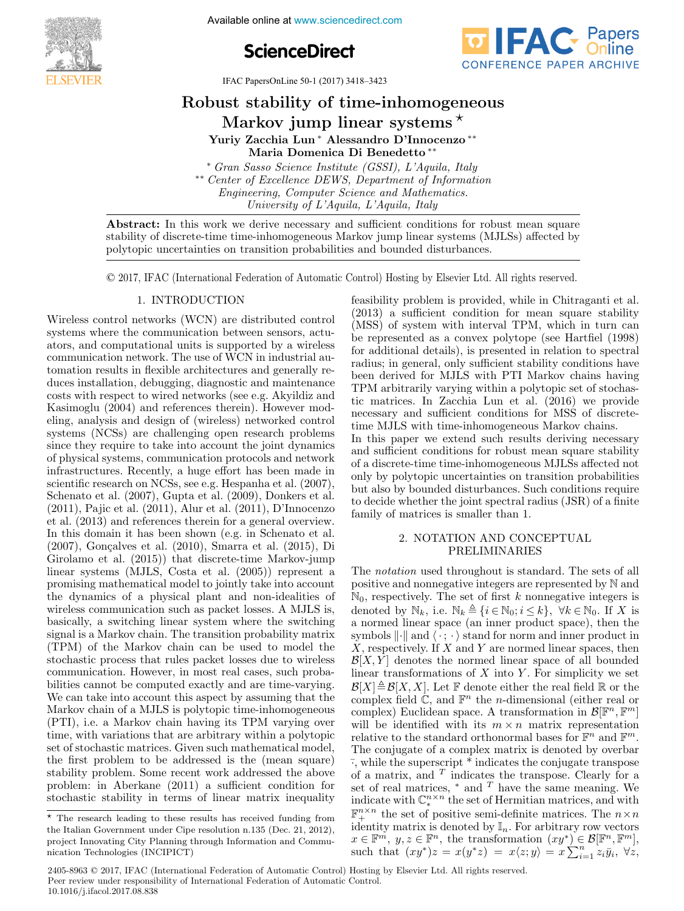# Robust stability of time-inhomogeneous Markov jump linear systems ⋆

**Yuriy Zacchia Lun** * **Alessandro D'Innocenzo** ** **Maria Domenica Di Benedetto** **

\* *Gran Sasso Science Institute (GSSI), L'Aquila, Italy*
\*\* *Center of Excellence DEWS, Department of Information Engineering, Computer Science and Mathematics. University of L'Aquila, L'Aquila, Italy*

**Abstract:** In this work we derive necessary and sufficient conditions for robust mean square stability of discrete-time time-inhomogeneous Markov jump linear systems (MJLSs) affected by polytopic uncertainties on transition probabilities and bounded disturbances.

© 2017, IFAC (International Federation of Automatic Control) Hosting by Elsevier Ltd. All rights reserved.

## 1. INTRODUCTION

Wireless control networks (WCN) are distributed control systems where the communication between sensors, actuators, and computational units is supported by a wireless communication network. The use of WCN in industrial automation results in flexible architectures and generally reduces installation, debugging, diagnostic and maintenance costs with respect to wired networks (see e.g. Akyildiz and Kasimoglu (2004) and references therein). However modeling, analysis and design of (wireless) networked control systems (NCSs) are challenging open research problems since they require to take into account the joint dynamics of physical systems, communication protocols and network infrastructures. Recently, a huge effort has been made in scientific research on NCSs, see e.g. Hespanha et al. (2007), Schenato et al. (2007), Gupta et al. (2009), Donkers et al. (2011), Pajic et al. (2011), Alur et al. (2011), D'Innocenzo et al. (2013) and references therein for a general overview. In this domain it has been shown (e.g. in Schenato et al. (2007), Gonçalves et al. (2010), Smarra et al. (2015), Di Girolamo et al. (2015)) that discrete-time Markov-jump linear systems (MJLS, Costa et al. (2005)) represent a promising mathematical model to jointly take into account the dynamics of a physical plant and non-idealities of wireless communication such as packet losses. A MJLS is, basically, a switching linear system where the switching signal is a Markov chain. The transition probability matrix (TPM) of the Markov chain can be used to model the stochastic process that rules packet losses due to wireless communication. However, in most real cases, such probabilities cannot be computed exactly and are time-varying. We can take into account this aspect by assuming that the Markov chain of a MJLS is polytopic time-inhomogeneous (PTI), i.e. a Markov chain having its TPM varying over time, with variations that are arbitrary within a polytopic set of stochastic matrices. Given such mathematical model, the first problem to be addressed is the (mean square) stability problem. Some recent work addressed the above problem: in Aberkane (2011) a sufficient condition for stochastic stability in terms of linear matrix inequality feasibility problem is provided, while in Chitraganti et al. (2013) a sufficient condition for mean square stability (MSS) of system with interval TPM, which in turn can be represented as a convex polytope (see Hartfiel (1998) for additional details), is presented in relation to spectral radius; in general, only sufficient stability conditions have been derived for MJLS with PTI Markov chains having TPM arbitrarily varying within a polytopic set of stochastic matrices. In Zacchia Lun et al. (2016) we provide necessary and sufficient conditions for MSS of discrete-time MJLS with time-inhomogeneous Markov chains.

In this paper we extend such results deriving necessary and sufficient conditions for robust mean square stability of a discrete-time time-inhomogeneous MJLSs affected not only by polytopic uncertainties on transition probabilities but also by bounded disturbances. Such conditions require to decide whether the joint spectral radius (JSR) of a finite family of matrices is smaller than 1.

## 2. NOTATION AND CONCEPTUAL PRELIMINARIES

The *notation* used throughout is standard. The sets of all positive and nonnegative integers are represented by $\mathbb{N}$ and $\mathbb{N}_0$, respectively. The set of first $k$ nonnegative integers is denoted by $\mathbb{N}_k$, i.e. $\mathbb{N}_k \triangleq \{i \in \mathbb{N}_0; i \leq k\}$, $\forall k \in \mathbb{N}_0$. If $X$ is a normed linear space (an inner product space), then the symbols $\|\cdot\|$ and $\langle\cdot;\cdot\rangle$ stand for norm and inner product in $X$, respectively. If $X$ and $Y$ are normed linear spaces, then $\mathcal{B}[X,Y]$ denotes the normed linear space of all bounded linear transformations of $X$ into $Y$. For simplicity we set $\mathcal{B}[X] \triangleq \mathcal{B}[X,X]$. Let $\mathbb{F}$ denote either the real field $\mathbb{R}$ or the complex field $\mathbb{C}$, and $\mathbb{F}^n$ the $n$-dimensional (either real or complex) Euclidean space. A transformation in $\mathcal{B}[\mathbb{F}^n, \mathbb{F}^m]$ will be identified with its $m \times n$ matrix representation relative to the standard orthonormal bases for $\mathbb{F}^n$ and $\mathbb{F}^m$. The conjugate of a complex matrix is denoted by overbar $\bar{\cdot}$, while the superscript $^*$ indicates the conjugate transpose of a matrix, and $^T$ indicates the transpose. Clearly for a set of real matrices, $^*$ and $^T$ have the same meaning. We indicate with $\mathbb{C}_*^{n\times n}$ the set of Hermitian matrices, and with $\mathbb{F}_+^{n\times n}$ the set of positive semi-definite matrices. The $n \times n$ identity matrix is denoted by $\mathbb{I}_n$. For arbitrary row vectors $x \in \mathbb{F}^m$, $y, z \in \mathbb{F}^n$, the transformation $(xy^*) \in \mathcal{B}[\mathbb{F}^n, \mathbb{F}^m]$, such that $(xy^*)z = x(y^*z) = x\langle z; y\rangle = x\sum_{i=1}^{n} z_i \bar{y}_i$, $\forall z$,

⋆ The research leading to these results has received funding from the Italian Government under Cipe resolution n.135 (Dec. 21, 2012), project Innovating City Planning through Information and Communication Technologies (INCIPICT)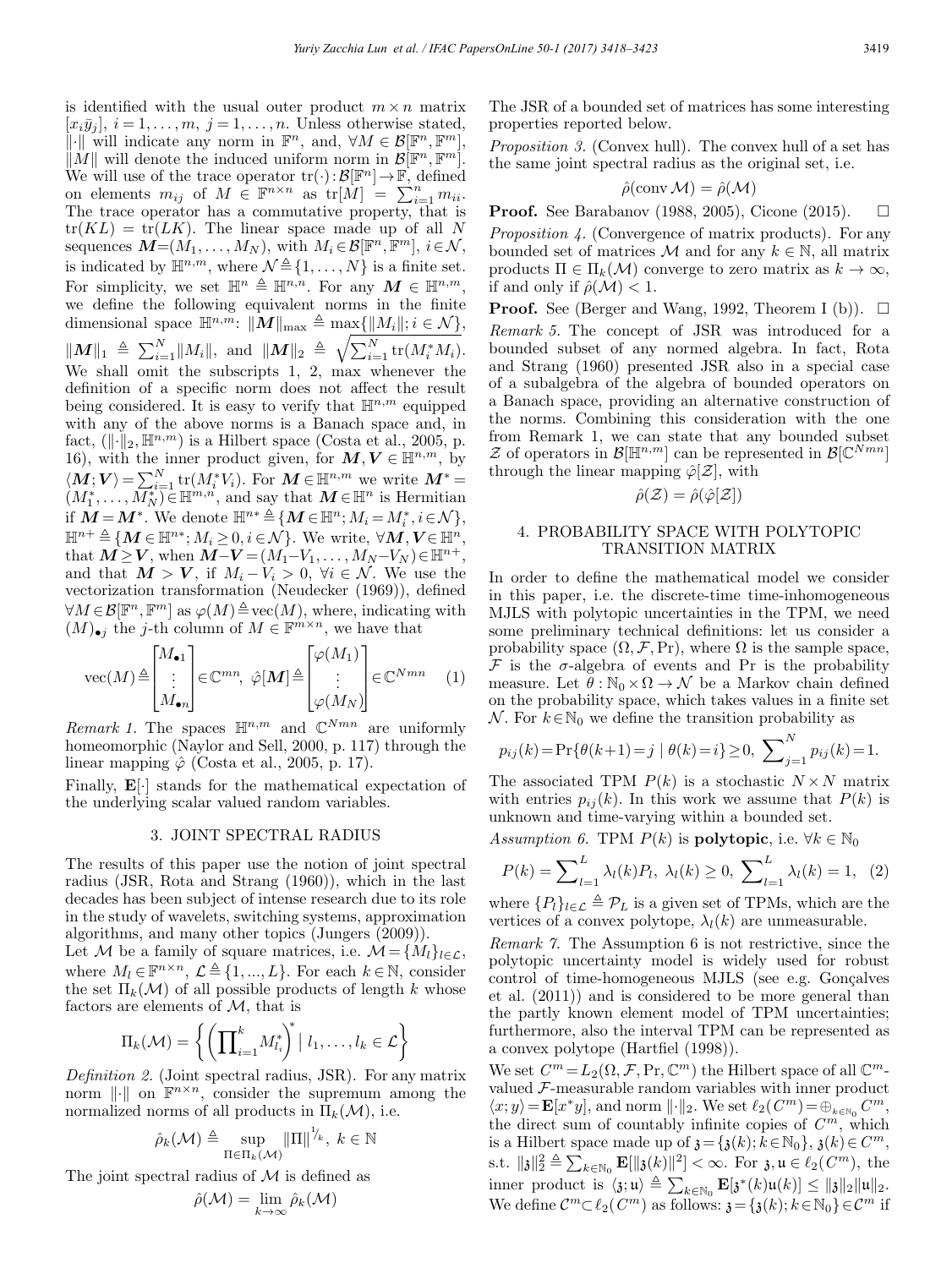is identified with the usual outer product $m \times n$ matrix $[x_i \bar{y}_j]$, $i = 1, \ldots, m$, $j = 1, \ldots, n$. Unless otherwise stated, $\|\cdot\|$ will indicate any norm in $\mathbb{F}^n$, and, $\forall M \in \mathcal{B}[\mathbb{F}^n, \mathbb{F}^m]$, $\|M\|$ will denote the induced uniform norm in $\mathcal{B}[\mathbb{F}^n, \mathbb{F}^m]$. We will use of the trace operator $\mathrm{tr}(\cdot) : \mathcal{B}[\mathbb{F}^n] \to \mathbb{F}$, defined on elements $m_{ij}$ of $M \in \mathbb{F}^{n \times n}$ as $\mathrm{tr}[M] = \sum_{i=1}^{n} m_{ii}$. The trace operator has a commutative property, that is $\mathrm{tr}(KL) = \mathrm{tr}(LK)$. The linear space made up of all $N$ sequences $\boldsymbol{M} = (M_1, \ldots, M_N)$, with $M_i \in \mathcal{B}[\mathbb{F}^n, \mathbb{F}^m]$, $i \in \mathcal{N}$, is indicated by $\mathbb{H}^{n,m}$, where $\mathcal{N} \triangleq \{1, \ldots, N\}$ is a finite set. For simplicity, we set $\mathbb{H}^n \triangleq \mathbb{H}^{n,n}$. For any $\boldsymbol{M} \in \mathbb{H}^{n,m}$, we define the following equivalent norms in the finite dimensional space $\mathbb{H}^{n,m}$: $\|\boldsymbol{M}\|_{\max} \triangleq \max\{\|M_i\|; i \in \mathcal{N}\}$, $\|\boldsymbol{M}\|_1 \triangleq \sum_{i=1}^{N} \|M_i\|$, and $\|\boldsymbol{M}\|_2 \triangleq \sqrt{\sum_{i=1}^{N} \mathrm{tr}(M_i^* M_i)}$. We shall omit the subscripts 1, 2, max whenever the definition of a specific norm does not affect the result being considered. It is easy to verify that $\mathbb{H}^{n,m}$ equipped with any of the above norms is a Banach space and, in fact, $(\|\cdot\|_2, \mathbb{H}^{n,m})$ is a Hilbert space (Costa et al., 2005, p. 16), with the inner product given, for $\boldsymbol{M}, \boldsymbol{V} \in \mathbb{H}^{n,m}$, by $\langle \boldsymbol{M}; \boldsymbol{V} \rangle = \sum_{i=1}^{N} \mathrm{tr}(M_i^* V_i)$. For $\boldsymbol{M} \in \mathbb{H}^{n,m}$ we write $\boldsymbol{M}^* = (M_1^*, \ldots, M_N^*) \in \mathbb{H}^{m,n}$, and say that $\boldsymbol{M} \in \mathbb{H}^n$ is Hermitian if $\boldsymbol{M} = \boldsymbol{M}^*$. We denote $\mathbb{H}^{n*} \triangleq \{\boldsymbol{M} \in \mathbb{H}^n; M_i = M_i^*, i \in \mathcal{N}\}$, $\mathbb{H}^{n+} \triangleq \{\boldsymbol{M} \in \mathbb{H}^{n*}; M_i \geq 0, i \in \mathcal{N}\}$. We write, $\forall \boldsymbol{M}, \boldsymbol{V} \in \mathbb{H}^n$, that $\boldsymbol{M} \geq \boldsymbol{V}$, when $\boldsymbol{M} - \boldsymbol{V} = (M_1 - V_1, \ldots, M_N - V_N) \in \mathbb{H}^{n+}$, and that $\boldsymbol{M} > \boldsymbol{V}$, if $M_i - V_i > 0$, $\forall i \in \mathcal{N}$. We use the vectorization transformation (Neudecker (1969)), defined $\forall M \in \mathcal{B}[\mathbb{F}^n, \mathbb{F}^m]$ as $\varphi(M) \triangleq \mathrm{vec}(M)$, where, indicating with $(M)_{\bullet j}$ the $j$-th column of $M \in \mathbb{F}^{m \times n}$, we have that

$$
\mathrm{vec}(M) \triangleq \begin{bmatrix} M_{\bullet 1} \\ \vdots \\ M_{\bullet n} \end{bmatrix} \in \mathbb{C}^{mn}, \; \hat{\varphi}[\boldsymbol{M}] \triangleq \begin{bmatrix} \varphi(M_1) \\ \vdots \\ \varphi(M_N) \end{bmatrix} \in \mathbb{C}^{Nmn} \quad (1)
$$

*Remark 1.* The spaces $\mathbb{H}^{n,m}$ and $\mathbb{C}^{Nmn}$ are uniformly homeomorphic (Naylor and Sell, 2000, p. 117) through the linear mapping $\hat{\varphi}$ (Costa et al., 2005, p. 17).

Finally, $\mathbf{E}[\cdot]$ stands for the mathematical expectation of the underlying scalar valued random variables.

## 3. JOINT SPECTRAL RADIUS

The results of this paper use the notion of joint spectral radius (JSR, Rota and Strang (1960)), which in the last decades has been subject of intense research due to its role in the study of wavelets, switching systems, approximation algorithms, and many other topics (Jungers (2009)).

Let $\mathcal{M}$ be a family of square matrices, i.e. $\mathcal{M} = \{M_l\}_{l \in \mathcal{L}}$, where $M_l \in \mathbb{F}^{n \times n}$, $\mathcal{L} \triangleq \{1, ..., L\}$. For each $k \in \mathbb{N}$, consider the set $\Pi_k(\mathcal{M})$ of all possible products of length $k$ whose factors are elements of $\mathcal{M}$, that is

$$
\Pi_k(\mathcal{M}) = \left\{ \left( \prod\nolimits_{i=1}^{k} M_{l_i}^* \right)^* \mid l_1, \ldots, l_k \in \mathcal{L} \right\}
$$

*Definition 2.* (Joint spectral radius, JSR). For any matrix norm $\|\cdot\|$ on $\mathbb{F}^{n \times n}$, consider the supremum among the normalized norms of all products in $\Pi_k(\mathcal{M})$, i.e.

$$
\hat{\rho}_k(\mathcal{M}) \triangleq \sup_{\Pi \in \Pi_k(\mathcal{M})} \|\Pi\|^{1/k}, \; k \in \mathbb{N}
$$

The joint spectral radius of $\mathcal{M}$ is defined as

$$
\hat{\rho}(\mathcal{M}) = \lim_{k \to \infty} \hat{\rho}_k(\mathcal{M})
$$

The JSR of a bounded set of matrices has some interesting properties reported below.

*Proposition 3.* (Convex hull). The convex hull of a set has the same joint spectral radius as the original set, i.e.

$$
\hat{\rho}(\mathrm{conv}\, \mathcal{M}) = \hat{\rho}(\mathcal{M})
$$

**Proof.** See Barabanov (1988, 2005), Cicone (2015). $\square$

*Proposition 4.* (Convergence of matrix products). For any bounded set of matrices $\mathcal{M}$ and for any $k \in \mathbb{N}$, all matrix products $\Pi \in \Pi_k(\mathcal{M})$ converge to zero matrix as $k \to \infty$, if and only if $\hat{\rho}(\mathcal{M}) < 1$.

**Proof.** See (Berger and Wang, 1992, Theorem I (b)). $\square$

*Remark 5.* The concept of JSR was introduced for a bounded subset of any normed algebra. In fact, Rota and Strang (1960) presented JSR also in a special case of a subalgebra of the algebra of bounded operators on a Banach space, providing an alternative construction of the norms. Combining this consideration with the one from Remark 1, we can state that any bounded subset $\mathcal{Z}$ of operators in $\mathcal{B}[\mathbb{H}^{n,m}]$ can be represented in $\mathcal{B}[\mathbb{C}^{Nmn}]$ through the linear mapping $\hat{\varphi}[\mathcal{Z}]$, with

$$
\hat{\rho}(\mathcal{Z}) = \hat{\rho}(\hat{\varphi}[\mathcal{Z}])
$$

## 4. PROBABILITY SPACE WITH POLYTOPIC TRANSITION MATRIX

In order to define the mathematical model we consider in this paper, i.e. the discrete-time time-inhomogeneous MJLS with polytopic uncertainties in the TPM, we need some preliminary technical definitions: let us consider a probability space $(\Omega, \mathcal{F}, \Pr)$, where $\Omega$ is the sample space, $\mathcal{F}$ is the $\sigma$-algebra of events and Pr is the probability measure. Let $\theta : \mathbb{N}_0 \times \Omega \to \mathcal{N}$ be a Markov chain defined on the probability space, which takes values in a finite set $\mathcal{N}$. For $k \in \mathbb{N}_0$ we define the transition probability as

$$
p_{ij}(k) = \Pr\{\theta(k+1) = j \mid \theta(k) = i\} \geq 0, \; \sum\nolimits_{j=1}^{N} p_{ij}(k) = 1.
$$

The associated TPM $P(k)$ is a stochastic $N \times N$ matrix with entries $p_{ij}(k)$. In this work we assume that $P(k)$ is unknown and time-varying within a bounded set.

*Assumption 6.* TPM $P(k)$ is **polytopic**, i.e. $\forall k \in \mathbb{N}_0$

$$
P(k) = \sum\nolimits_{l=1}^{L} \lambda_l(k) P_l, \; \lambda_l(k) \geq 0, \; \sum\nolimits_{l=1}^{L} \lambda_l(k) = 1, \quad (2)
$$

where $\{P_l\}_{l \in \mathcal{L}} \triangleq \mathcal{P}_L$ is a given set of TPMs, which are the vertices of a convex polytope, $\lambda_l(k)$ are unmeasurable.

*Remark 7.* The Assumption 6 is not restrictive, since the polytopic uncertainty model is widely used for robust control of time-homogeneous MJLS (see e.g. Gonçalves et al. (2011)) and is considered to be more general than the partly known element model of TPM uncertainties; furthermore, also the interval TPM can be represented as a convex polytope (Hartfiel (1998)).

We set $C^m = L_2(\Omega, \mathcal{F}, \Pr, \mathbb{C}^m)$ the Hilbert space of all $\mathbb{C}^m$-valued $\mathcal{F}$-measurable random variables with inner product $\langle x; y \rangle = \mathbf{E}[x^* y]$, and norm $\|\cdot\|_2$. We set $\ell_2(C^m) = \oplus_{k \in \mathbb{N}_0} C^m$, the direct sum of countably infinite copies of $C^m$, which is a Hilbert space made up of $\mathfrak{z} = \{\mathfrak{z}(k); k \in \mathbb{N}_0\}$, $\mathfrak{z}(k) \in C^m$, s.t. $\|\mathfrak{z}\|_2^2 \triangleq \sum_{k \in \mathbb{N}_0} \mathbf{E}[\|\mathfrak{z}(k)\|^2] < \infty$. For $\mathfrak{z}, \mathfrak{u} \in \ell_2(C^m)$, the inner product is $\langle \mathfrak{z}; \mathfrak{u} \rangle \triangleq \sum_{k \in \mathbb{N}_0} \mathbf{E}[\mathfrak{z}^*(k) \mathfrak{u}(k)] \leq \|\mathfrak{z}\|_2 \|\mathfrak{u}\|_2$. We define $\mathcal{C}^m \subset \ell_2(C^m)$ as follows: $\mathfrak{z} = \{\mathfrak{z}(k); k \in \mathbb{N}_0\} \in \mathcal{C}^m$ if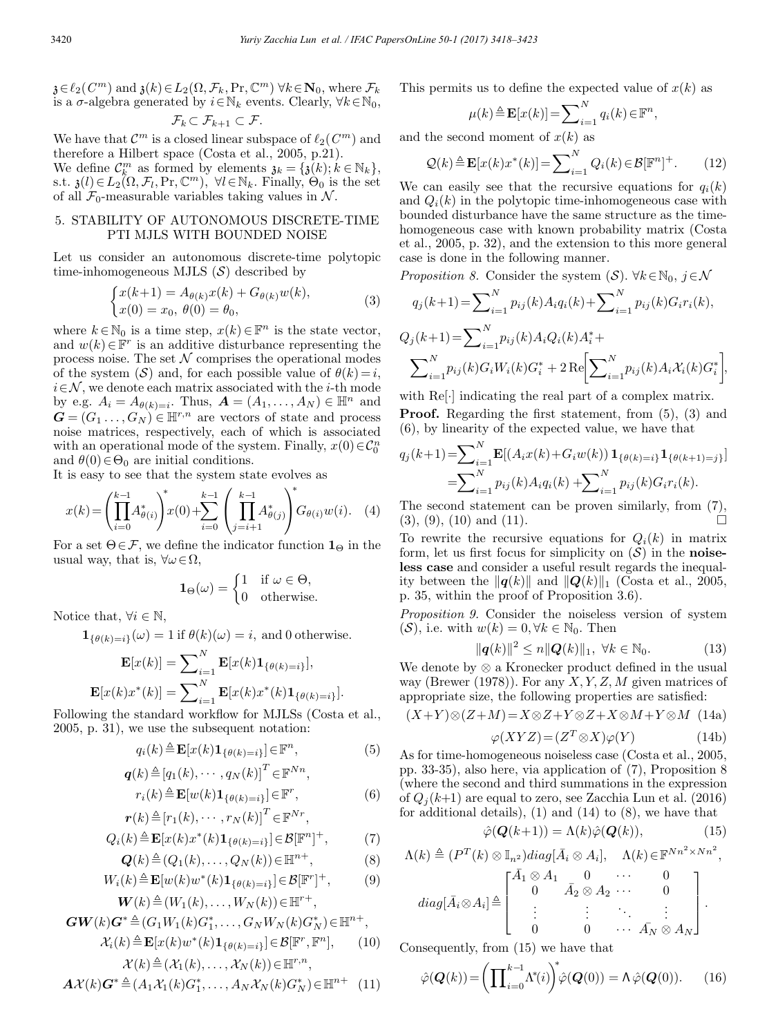$\mathfrak{z}\in\ell_2(C^m)$ and $\mathfrak{z}(k)\in L_2(\Omega,\mathcal{F}_k,\Pr,\mathbb{C}^m)$ $\forall k\in\mathbf{N}_0$, where $\mathcal{F}_k$ is a $\sigma$-algebra generated by $i\in\mathbb{N}_k$ events. Clearly, $\forall k\in\mathbb{N}_0$,

$$\mathcal{F}_k\subset\mathcal{F}_{k+1}\subset\mathcal{F}.$$

We have that $\mathcal{C}^m$ is a closed linear subspace of $\ell_2(C^m)$ and therefore a Hilbert space (Costa et al., 2005, p.21).
We define $\mathcal{C}^m_k$ as formed by elements $\mathfrak{z}_k=\{\mathfrak{z}(k);k\in\mathbb{N}_k\}$, s.t. $\mathfrak{z}(l)\in L_2(\Omega,\mathcal{F}_l,\Pr,\mathbb{C}^m)$, $\forall l\in\mathbb{N}_k$. Finally, $\Theta_0$ is the set of all $\mathcal{F}_0$-measurable variables taking values in $\mathcal{N}$.

## 5. STABILITY OF AUTONOMOUS DISCRETE-TIME PTI MJLS WITH BOUNDED NOISE

Let us consider an autonomous discrete-time polytopic time-inhomogeneous MJLS $(\mathcal{S})$ described by

$$\begin{cases}x(k+1)=A_{\theta(k)}x(k)+G_{\theta(k)}w(k),\\ x(0)=x_0,\ \theta(0)=\theta_0,\end{cases}\tag{3}$$

where $k\in\mathbb{N}_0$ is a time step, $x(k)\in\mathbb{F}^n$ is the state vector, and $w(k)\in\mathbb{F}^r$ is an additive disturbance representing the process noise. The set $\mathcal{N}$ comprises the operational modes of the system $(\mathcal{S})$ and, for each possible value of $\theta(k)=i$, $i\in\mathcal{N}$, we denote each matrix associated with the $i$-th mode by e.g. $A_i=A_{\theta(k)=i}$. Thus, $\boldsymbol{A}=(A_1,\dots,A_N)\in\mathbb{H}^n$ and $\boldsymbol{G}=(G_1\dots,G_N)\in\mathbb{H}^{r,n}$ are vectors of state and process noise matrices, respectively, each of which is associated with an operational mode of the system. Finally, $x(0)\in\mathcal{C}^n_0$ and $\theta(0)\in\Theta_0$ are initial conditions.
It is easy to see that the system state evolves as

$$x(k)=\left(\prod_{i=0}^{k-1}A^*_{\theta(i)}\right)^*x(0)+\sum_{i=0}^{k-1}\left(\prod_{j=i+1}^{k-1}A^*_{\theta(j)}\right)^*G_{\theta(i)}w(i).\tag{4}$$

For a set $\Theta\in\mathcal{F}$, we define the indicator function $\mathbf{1}_\Theta$ in the usual way, that is, $\forall\omega\in\Omega$,

$$\mathbf{1}_\Theta(\omega)=\begin{cases}1 & \text{if }\omega\in\Theta,\\ 0 & \text{otherwise.}\end{cases}$$

Notice that, $\forall i\in\mathbb{N}$,

$$\mathbf{1}_{\{\theta(k)=i\}}(\omega)=1 \text{ if } \theta(k)(\omega)=i, \text{ and } 0 \text{ otherwise.}$$

$$\mathbf{E}[x(k)]=\sum_{i=1}^N\mathbf{E}[x(k)\mathbf{1}_{\{\theta(k)=i\}}],$$

$$\mathbf{E}[x(k)x^*(k)]=\sum_{i=1}^N\mathbf{E}[x(k)x^*(k)\mathbf{1}_{\{\theta(k)=i\}}].$$

Following the standard workflow for MJLSs (Costa et al., 2005, p. 31), we use the subsequent notation:

$$q_i(k)\triangleq\mathbf{E}[x(k)\mathbf{1}_{\{\theta(k)=i\}}]\in\mathbb{F}^n,\tag{5}$$

$$\boldsymbol{q}(k)\triangleq[q_1(k),\cdots,q_N(k)]^T\in\mathbb{F}^{Nn},$$

$$r_i(k)\triangleq\mathbf{E}[w(k)\mathbf{1}_{\{\theta(k)=i\}}]\in\mathbb{F}^r,\tag{6}$$

$$\boldsymbol{r}(k)\triangleq[r_1(k),\cdots,r_N(k)]^T\in\mathbb{F}^{Nr},$$

$$Q_i(k)\triangleq\mathbf{E}[x(k)x^*(k)\mathbf{1}_{\{\theta(k)=i\}}]\in\mathcal{B}[\mathbb{F}^n]^+,\tag{7}$$

$$\boldsymbol{Q}(k)\triangleq(Q_1(k),\dots,Q_N(k))\in\mathbb{H}^{n+},\tag{8}$$

$$W_i(k)\triangleq\mathbf{E}[w(k)w^*(k)\mathbf{1}_{\{\theta(k)=i\}}]\in\mathcal{B}[\mathbb{F}^r]^+,\tag{9}$$

$$\boldsymbol{W}(k)\triangleq(W_1(k),\dots,W_N(k))\in\mathbb{H}^{r+},$$

$$\boldsymbol{G}\boldsymbol{W}(k)\boldsymbol{G}^*\triangleq(G_1W_1(k)G_1^*,\dots,G_NW_N(k)G_N^*)\in\mathbb{H}^{n+},$$

$$\mathcal{X}_i(k)\triangleq\mathbf{E}[x(k)w^*(k)\mathbf{1}_{\{\theta(k)=i\}}]\in\mathcal{B}[\mathbb{F}^r,\mathbb{F}^n],\tag{10}$$

$$\mathcal{X}(k)\triangleq(\mathcal{X}_1(k),\dots,\mathcal{X}_N(k))\in\mathbb{H}^{r,n},$$

$$\boldsymbol{A}\mathcal{X}(k)\boldsymbol{G}^*\triangleq(A_1\mathcal{X}_1(k)G_1^*,\dots,A_N\mathcal{X}_N(k)G_N^*)\in\mathbb{H}^{n+}\tag{11}$$

This permits us to define the expected value of $x(k)$ as

$$\mu(k)\triangleq\mathbf{E}[x(k)]=\sum_{i=1}^N q_i(k)\in\mathbb{F}^n,$$

and the second moment of $x(k)$ as

$$\mathcal{Q}(k)\triangleq\mathbf{E}[x(k)x^*(k)]=\sum_{i=1}^N Q_i(k)\in\mathcal{B}[\mathbb{F}^n]^+.\tag{12}$$

We can easily see that the recursive equations for $q_i(k)$ and $Q_i(k)$ in the polytopic time-inhomogeneous case with bounded disturbance have the same structure as the time-homogeneous case with known probability matrix (Costa et al., 2005, p. 32), and the extension to this more general case is done in the following manner.

*Proposition 8.* Consider the system $(\mathcal{S})$. $\forall k\in\mathbb{N}_0$, $j\in\mathcal{N}$

$$q_j(k+1)=\sum_{i=1}^N p_{ij}(k)A_iq_i(k)+\sum_{i=1}^N p_{ij}(k)G_ir_i(k),$$

$$Q_j(k+1)=\sum_{i=1}^N p_{ij}(k)A_iQ_i(k)A_i^*+\sum_{i=1}^N p_{ij}(k)G_iW_i(k)G_i^*+2\,\mathrm{Re}\Big[\sum_{i=1}^N p_{ij}(k)A_i\mathcal{X}_i(k)G_i^*\Big],$$

with $\mathrm{Re}[\cdot]$ indicating the real part of a complex matrix.

**Proof.** Regarding the first statement, from (5), (3) and (6), by linearity of the expected value, we have that

$$q_j(k+1)=\sum_{i=1}^N\mathbf{E}[(A_ix(k)+G_iw(k))\,\mathbf{1}_{\{\theta(k)=i\}}\mathbf{1}_{\{\theta(k+1)=j\}}]=\sum_{i=1}^N p_{ij}(k)A_iq_i(k)+\sum_{i=1}^N p_{ij}(k)G_ir_i(k).$$

The second statement can be proven similarly, from (7), (3), (9), (10) and (11). $\square$

To rewrite the recursive equations for $Q_i(k)$ in matrix form, let us first focus for simplicity on $(\mathcal{S})$ in the **noiseless case** and consider a useful result regards the inequality between the $\|\boldsymbol{q}(k)\|$ and $\|\boldsymbol{Q}(k)\|_1$ (Costa et al., 2005, p. 35, within the proof of Proposition 3.6).

*Proposition 9.* Consider the noiseless version of system $(\mathcal{S})$, i.e. with $w(k)=0,\forall k\in\mathbb{N}_0$. Then

$$\|\boldsymbol{q}(k)\|^2\le n\|\boldsymbol{Q}(k)\|_1,\ \forall k\in\mathbb{N}_0.\tag{13}$$

We denote by $\otimes$ a Kronecker product defined in the usual way (Brewer (1978)). For any $X,Y,Z,M$ given matrices of appropriate size, the following properties are satisfied:

$$(X+Y)\otimes(Z+M)=X\otimes Z+Y\otimes Z+X\otimes M+Y\otimes M\tag{14a}$$

$$\varphi(XYZ)=(Z^T\otimes X)\varphi(Y)\tag{14b}$$

As for time-homogeneous noiseless case (Costa et al., 2005, pp. 33-35), also here, via application of (7), Proposition 8 (where the second and third summations in the expression of $Q_j(k+1)$ are equal to zero, see Zacchia Lun et al. (2016) for additional details), (1) and (14) to (8), we have that

$$\hat{\varphi}(\boldsymbol{Q}(k+1))=\Lambda(k)\hat{\varphi}(\boldsymbol{Q}(k)),\tag{15}$$

$$\Lambda(k)\triangleq(P^T(k)\otimes\mathbb{I}_{n^2})diag[\bar{A}_i\otimes A_i],\quad \Lambda(k)\in\mathbb{F}^{Nn^2\times Nn^2},$$

$$diag[\bar{A}_i\otimes A_i]\triangleq\begin{bmatrix}\bar{A}_1\otimes A_1 & 0 & \cdots & 0\\ 0 & \bar{A}_2\otimes A_2 & \cdots & 0\\ \vdots & \vdots & \ddots & \vdots\\ 0 & 0 & \cdots & \bar{A}_N\otimes A_N\end{bmatrix}.$$

Consequently, from (15) we have that

$$\hat{\varphi}(\boldsymbol{Q}(k))=\left(\prod_{i=0}^{k-1}\Lambda^*(i)\right)^*\hat{\varphi}(\boldsymbol{Q}(0))=\boldsymbol{\Lambda}\,\hat{\varphi}(\boldsymbol{Q}(0)).\tag{16}$$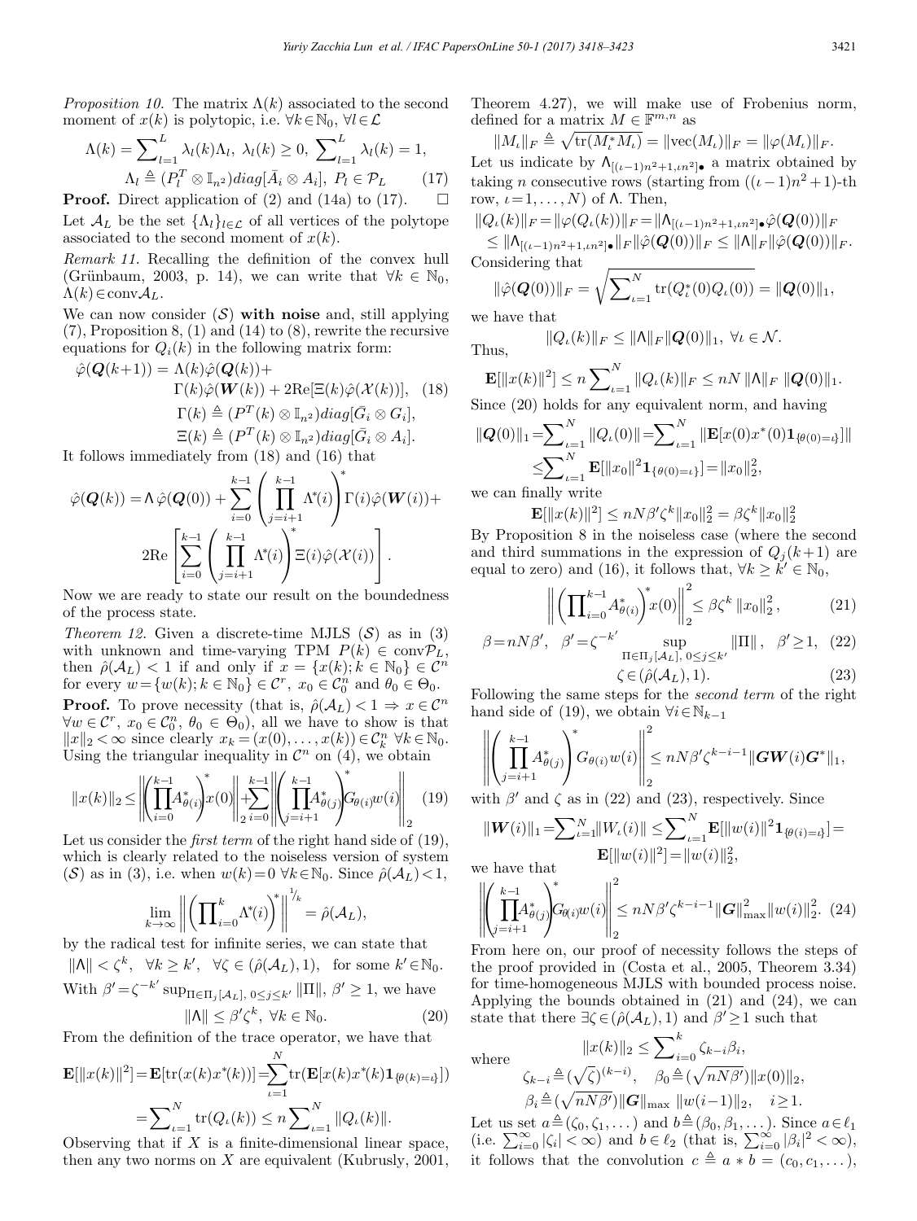*Proposition 10.* The matrix $\Lambda(k)$ associated to the second moment of $x(k)$ is polytopic, i.e. $\forall k \in \mathbb{N}_0$, $\forall l \in \mathcal{L}$

$$\Lambda(k) = \sum_{l=1}^{L} \lambda_l(k)\Lambda_l,\ \lambda_l(k) \geq 0,\ \sum_{l=1}^{L} \lambda_l(k) = 1,$$
$$\Lambda_l \triangleq (P_l^T \otimes \mathbb{I}_{n^2})diag[\bar{A}_i \otimes A_i],\ P_l \in \mathcal{P}_L \tag{17}$$

**Proof.** Direct application of (2) and (14a) to (17). $\square$

Let $\mathcal{A}_L$ be the set $\{\Lambda_l\}_{l\in\mathcal{L}}$ of all vertices of the polytope associated to the second moment of $x(k)$.

*Remark 11.* Recalling the definition of the convex hull (Grünbaum, 2003, p. 14), we can write that $\forall k \in \mathbb{N}_0$, $\Lambda(k) \in \mathrm{conv}\mathcal{A}_L$.

We can now consider $(\mathcal{S})$ **with noise** and, still applying (7), Proposition 8, (1) and (14) to (8), rewrite the recursive equations for $Q_i(k)$ in the following matrix form:

$$\hat{\varphi}(\boldsymbol{Q}(k+1)) = \Lambda(k)\hat{\varphi}(\boldsymbol{Q}(k)) + \Gamma(k)\hat{\varphi}(\boldsymbol{W}(k)) + 2\mathrm{Re}[\Xi(k)\hat{\varphi}(\boldsymbol{\mathcal{X}}(k))], \tag{18}$$
$$\Gamma(k) \triangleq (P^T(k) \otimes \mathbb{I}_{n^2})diag[\bar{G}_i \otimes G_i],$$
$$\Xi(k) \triangleq (P^T(k) \otimes \mathbb{I}_{n^2})diag[\bar{G}_i \otimes A_i].$$

It follows immediately from (18) and (16) that

$$\hat{\varphi}(\boldsymbol{Q}(k)) = \mathsf{\Lambda}\,\hat{\varphi}(\boldsymbol{Q}(0)) + \sum_{i=0}^{k-1}\left(\prod_{j=i+1}^{k-1}\Lambda^*(i)\right)^*\Gamma(i)\hat{\varphi}(\boldsymbol{W}(i)) + 2\mathrm{Re}\left[\sum_{i=0}^{k-1}\left(\prod_{j=i+1}^{k-1}\Lambda^*(i)\right)^*\Xi(i)\hat{\varphi}(\boldsymbol{\mathcal{X}}(i))\right].$$

Now we are ready to state our result on the boundedness of the process state.

*Theorem 12.* Given a discrete-time MJLS $(\mathcal{S})$ as in (3) with unknown and time-varying TPM $P(k) \in \mathrm{conv}\mathcal{P}_L$, then $\hat{\rho}(\mathcal{A}_L) < 1$ if and only if $x = \{x(k); k \in \mathbb{N}_0\} \in \mathcal{C}^n$ for every $w = \{w(k); k \in \mathbb{N}_0\} \in \mathcal{C}^r$, $x_0 \in \mathcal{C}_0^n$ and $\theta_0 \in \Theta_0$.

**Proof.** To prove necessity (that is, $\hat{\rho}(\mathcal{A}_L) < 1 \Rightarrow x \in \mathcal{C}^n$ $\forall w \in \mathcal{C}^r$, $x_0 \in \mathcal{C}_0^n$, $\theta_0 \in \Theta_0$), all we have to show is that $\|x\|_2 < \infty$ since clearly $x_k = (x(0), \ldots, x(k)) \in \mathcal{C}_k^n$ $\forall k \in \mathbb{N}_0$. Using the triangular inequality in $\mathcal{C}^n$ on (4), we obtain

$$\|x(k)\|_2 \leq \left\|\left(\prod_{i=0}^{k-1}A^*_{\theta(i)}\right)^* x(0)\right\|_2 + \sum_{i=0}^{k-1}\left\|\left(\prod_{j=i+1}^{k-1}A^*_{\theta(j)}\right)^* G_{\theta(i)}w(i)\right\|_2 \tag{19}$$

Let us consider the *first term* of the right hand side of (19), which is clearly related to the noiseless version of system $(\mathcal{S})$ as in (3), i.e. when $w(k) = 0$ $\forall k \in \mathbb{N}_0$. Since $\hat{\rho}(\mathcal{A}_L) < 1$,

$$\lim_{k\to\infty}\left\|\left(\prod_{i=0}^{k}\Lambda^*(i)\right)^*\right\|^{1/k} = \hat{\rho}(\mathcal{A}_L),$$

by the radical test for infinite series, we can state that

$\|\mathsf{\Lambda}\| < \zeta^k$, $\forall k \geq k'$, $\forall \zeta \in (\hat{\rho}(\mathcal{A}_L), 1)$, for some $k' \in \mathbb{N}_0$.

With $\beta' = \zeta^{-k'} \sup_{\Pi\in\Pi_j[\mathcal{A}_L],\ 0\leq j\leq k'} \|\Pi\|$, $\beta' \geq 1$, we have

$$\|\mathsf{\Lambda}\| \leq \beta'\zeta^k,\ \forall k \in \mathbb{N}_0. \tag{20}$$

From the definition of the trace operator, we have that

$$\mathbf{E}[\|x(k)\|^2] = \mathbf{E}[\mathrm{tr}(x(k)x^*(k))] = \sum_{\iota=1}^{N}\mathrm{tr}(\mathbf{E}[x(k)x^*(k)\mathbf{1}_{\{\theta(k)=\iota\}}])$$
$$= \sum_{\iota=1}^{N}\mathrm{tr}(Q_\iota(k)) \leq n\sum_{\iota=1}^{N}\|Q_\iota(k)\|.$$

Observing that if $X$ is a finite-dimensional linear space, then any two norms on $X$ are equivalent (Kubrusly, 2001, Theorem 4.27), we will make use of Frobenius norm, defined for a matrix $M \in \mathbb{F}^{m,n}$ as

$$\|M_\iota\|_F \triangleq \sqrt{\mathrm{tr}(M_\iota^* M_\iota)} = \|\mathrm{vec}(M_\iota)\|_F = \|\varphi(M_\iota)\|_F.$$

Let us indicate by $\mathsf{\Lambda}_{[(\iota-1)n^2+1,\iota n^2]\bullet}$ a matrix obtained by taking $n$ consecutive rows (starting from $((\iota-1)n^2+1)$-th row, $\iota = 1, \ldots, N$) of $\mathsf{\Lambda}$. Then,

$$\|Q_\iota(k)\|_F = \|\varphi(Q_\iota(k))\|_F = \|\mathsf{\Lambda}_{[(\iota-1)n^2+1,\iota n^2]\bullet}\hat{\varphi}(\boldsymbol{Q}(0))\|_F$$
$$\leq \|\mathsf{\Lambda}_{[(\iota-1)n^2+1,\iota n^2]\bullet}\|_F\|\hat{\varphi}(\boldsymbol{Q}(0))\|_F \leq \|\mathsf{\Lambda}\|_F\|\hat{\varphi}(\boldsymbol{Q}(0))\|_F.$$

Considering that

$$\|\hat{\varphi}(\boldsymbol{Q}(0))\|_F = \sqrt{\sum_{\iota=1}^{N}\mathrm{tr}(Q_\iota^*(0)Q_\iota(0))} = \|\boldsymbol{Q}(0)\|_1,$$

we have that

$$\|Q_\iota(k)\|_F \leq \|\mathsf{\Lambda}\|_F\|\boldsymbol{Q}(0)\|_1,\ \forall \iota \in \mathcal{N}.$$

Thus,

$$\mathbf{E}[\|x(k)\|^2] \leq n\sum_{\iota=1}^{N}\|Q_\iota(k)\|_F \leq nN\|\mathsf{\Lambda}\|_F\,\|\boldsymbol{Q}(0)\|_1.$$

Since (20) holds for any equivalent norm, and having

$$\|\boldsymbol{Q}(0)\|_1 = \sum_{\iota=1}^{N}\|Q_\iota(0)\| = \sum_{\iota=1}^{N}\|\mathbf{E}[x(0)x^*(0)\mathbf{1}_{\{\theta(0)=\iota\}}]\|$$
$$\leq \sum_{\iota=1}^{N}\mathbf{E}[\|x_0\|^2\mathbf{1}_{\{\theta(0)=\iota\}}] = \|x_0\|_2^2,$$

we can finally write

$$\mathbf{E}[\|x(k)\|^2] \leq nN\beta'\zeta^k\|x_0\|_2^2 = \beta\zeta^k\|x_0\|_2^2$$

By Proposition 8 in the noiseless case (where the second and third summations in the expression of $Q_j(k+1)$ are equal to zero) and (16), it follows that, $\forall k \geq k' \in \mathbb{N}_0$,

$$\left\|\left(\prod_{i=0}^{k-1}A^*_{\theta(i)}\right)^* x(0)\right\|_2^2 \leq \beta\zeta^k\|x_0\|_2^2, \tag{21}$$

$$\beta = nN\beta',\quad \beta' = \zeta^{-k'}\sup_{\Pi\in\Pi_j[\mathcal{A}_L],\ 0\leq j\leq k'}\|\Pi\|,\quad \beta' \geq 1, \tag{22}$$

$$\zeta \in (\hat{\rho}(\mathcal{A}_L), 1). \tag{23}$$

Following the same steps for the *second term* of the right hand side of (19), we obtain $\forall i \in \mathbb{N}_{k-1}$

$$\left\|\left(\prod_{j=i+1}^{k-1}A^*_{\theta(j)}\right)^* G_{\theta(i)}w(i)\right\|_2^2 \leq nN\beta'\zeta^{k-i-1}\|\boldsymbol{G}\boldsymbol{W}(i)\boldsymbol{G}^*\|_1,$$

with $\beta'$ and $\zeta$ as in (22) and (23), respectively. Since

$$\|\boldsymbol{W}(i)\|_1 = \sum_{\iota=1}^{N}\|W_\iota(i)\| \leq \sum_{\iota=1}^{N}\mathbf{E}[\|w(i)\|^2\mathbf{1}_{\{\theta(i)=\iota\}}] = \mathbf{E}[\|w(i)\|^2] = \|w(i)\|_2^2,$$

we have that

$$\left\|\left(\prod_{j=i+1}^{k-1}A^*_{\theta(j)}\right)^* G_{\theta(i)}w(i)\right\|_2^2 \leq nN\beta'\zeta^{k-i-1}\|\boldsymbol{G}\|^2_{\max}\|w(i)\|_2^2. \tag{24}$$

From here on, our proof of necessity follows the steps of the proof provided in (Costa et al., 2005, Theorem 3.34) for time-homogeneous MJLS with bounded process noise. Applying the bounds obtained in (21) and (24), we can state that there $\exists \zeta \in (\hat{\rho}(\mathcal{A}_L), 1)$ and $\beta' \geq 1$ such that

$$\|x(k)\|_2 \leq \sum_{i=0}^{k}\zeta_{k-i}\beta_i,$$

where

$$\zeta_{k-i} \triangleq (\sqrt{\zeta})^{(k-i)},\quad \beta_0 \triangleq (\sqrt{nN\beta'})\|x(0)\|_2,$$
$$\beta_i \triangleq (\sqrt{nN\beta'})\|\boldsymbol{G}\|_{\max}\|w(i-1)\|_2,\quad i \geq 1.$$

Let us set $a \triangleq (\zeta_0, \zeta_1, \ldots)$ and $b \triangleq (\beta_0, \beta_1, \ldots)$. Since $a \in \ell_1$ (i.e. $\sum_{i=0}^{\infty}|\zeta_i| < \infty$) and $b \in \ell_2$ (that is, $\sum_{i=0}^{\infty}|\beta_i|^2 < \infty$), it follows that the convolution $c \triangleq a * b = (c_0, c_1, \ldots)$,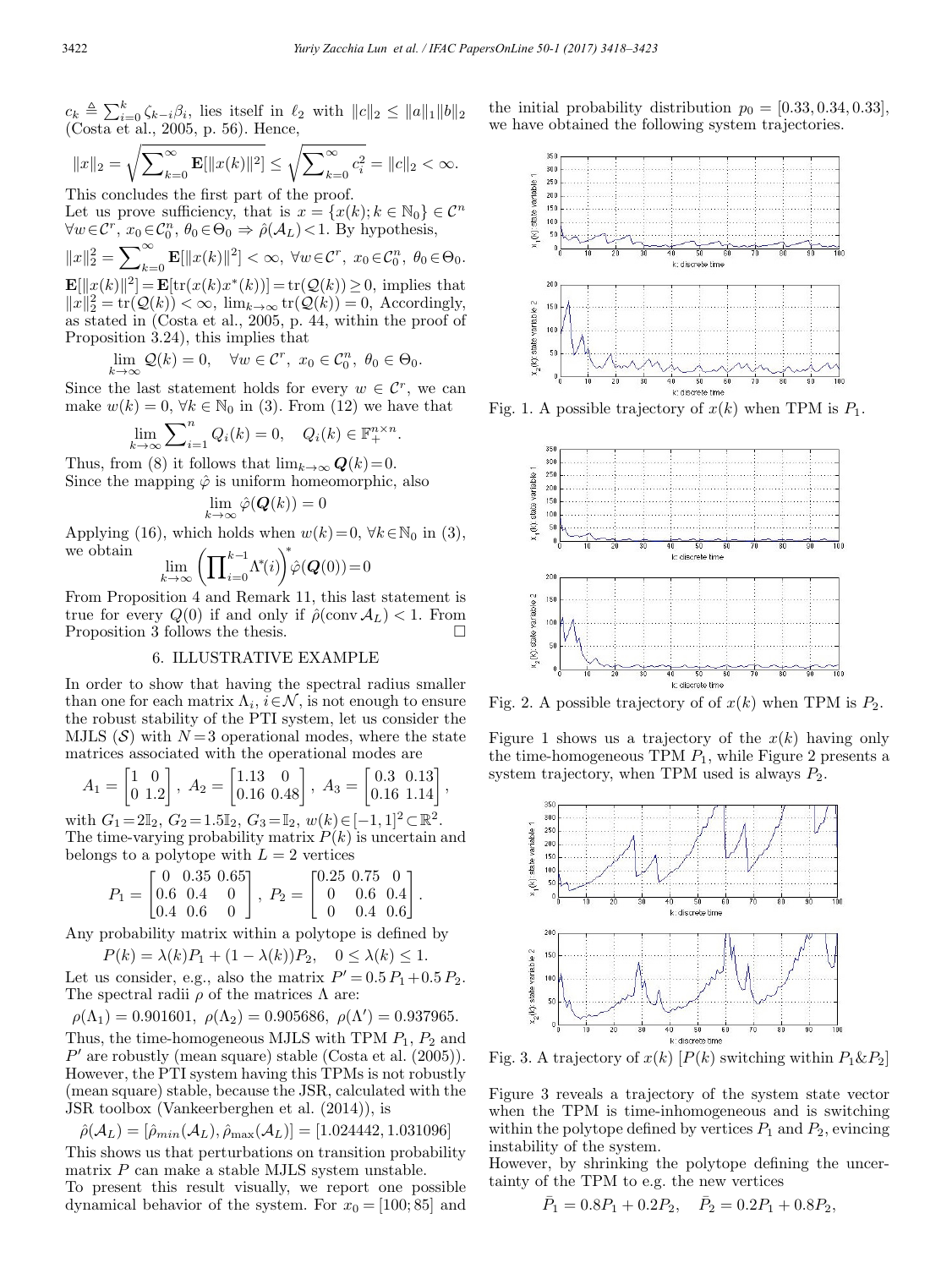$c_k \triangleq \sum_{i=0}^{k} \zeta_{k-i}\beta_i$, lies itself in $\ell_2$ with $\|c\|_2 \leq \|a\|_1\|b\|_2$ (Costa et al., 2005, p. 56). Hence,

$$\|x\|_2 = \sqrt{\sum\nolimits_{k=0}^{\infty} \mathbf{E}[\|x(k)\|^2]} \leq \sqrt{\sum\nolimits_{k=0}^{\infty} c_i^2} = \|c\|_2 < \infty.$$

This concludes the first part of the proof.

Let us prove sufficiency, that is $x = \{x(k); k \in \mathbb{N}_0\} \in \mathcal{C}^n$ $\forall w \in \mathcal{C}^r$, $x_0 \in \mathcal{C}_0^n$, $\theta_0 \in \Theta_0 \Rightarrow \hat{\rho}(\mathcal{A}_L) < 1$. By hypothesis,

$$\|x\|_2^2 = \sum\nolimits_{k=0}^{\infty} \mathbf{E}[\|x(k)\|^2] < \infty,\ \forall w \in \mathcal{C}^r,\ x_0 \in \mathcal{C}_0^n,\ \theta_0 \in \Theta_0.$$

$\mathbf{E}[\|x(k)\|^2] = \mathbf{E}[\mathrm{tr}(x(k)x^*(k))] = \mathrm{tr}(\mathcal{Q}(k)) \geq 0$, implies that $\|x\|_2^2 = \mathrm{tr}(\mathcal{Q}(k)) < \infty$, $\lim_{k\to\infty} \mathrm{tr}(\mathcal{Q}(k)) = 0$, Accordingly, as stated in (Costa et al., 2005, p. 44, within the proof of Proposition 3.24), this implies that

$$\lim_{k\to\infty} \mathcal{Q}(k) = 0, \quad \forall w \in \mathcal{C}^r,\ x_0 \in \mathcal{C}_0^n,\ \theta_0 \in \Theta_0.$$

Since the last statement holds for every $w \in \mathcal{C}^r$, we can make $w(k) = 0$, $\forall k \in \mathbb{N}_0$ in (3). From (12) we have that

$$\lim_{k\to\infty} \sum\nolimits_{i=1}^{n} Q_i(k) = 0, \quad Q_i(k) \in \mathbb{F}_+^{n\times n}.$$

Thus, from (8) it follows that $\lim_{k\to\infty} \boldsymbol{Q}(k) = 0$.

Since the mapping $\hat{\varphi}$ is uniform homeomorphic, also

$$\lim_{k\to\infty} \hat{\varphi}(\boldsymbol{Q}(k)) = 0$$

Applying (16), which holds when $w(k) = 0$, $\forall k \in \mathbb{N}_0$ in (3), we obtain

$$\lim_{k\to\infty} \left(\prod\nolimits_{i=0}^{k-1} \Lambda^*(i)\right)^* \hat{\varphi}(\boldsymbol{Q}(0)) = 0$$

From Proposition 4 and Remark 11, this last statement is true for every $Q(0)$ if and only if $\hat{\rho}(\mathrm{conv}\,\mathcal{A}_L) < 1$. From Proposition 3 follows the thesis. □

## 6. ILLUSTRATIVE EXAMPLE

In order to show that having the spectral radius smaller than one for each matrix $\Lambda_i$, $i \in \mathcal{N}$, is not enough to ensure the robust stability of the PTI system, let us consider the MJLS $(\mathcal{S})$ with $N = 3$ operational modes, where the state matrices associated with the operational modes are

$$A_1 = \begin{bmatrix} 1 & 0 \\ 0 & 1.2 \end{bmatrix},\ A_2 = \begin{bmatrix} 1.13 & 0 \\ 0.16 & 0.48 \end{bmatrix},\ A_3 = \begin{bmatrix} 0.3 & 0.13 \\ 0.16 & 1.14 \end{bmatrix},$$

with $G_1 = 2\mathbb{I}_2$, $G_2 = 1.5\mathbb{I}_2$, $G_3 = \mathbb{I}_2$, $w(k) \in [-1, 1]^2 \subset \mathbb{R}^2$. The time-varying probability matrix $P(k)$ is uncertain and belongs to a polytope with $L = 2$ vertices

$$P_1 = \begin{bmatrix} 0 & 0.35 & 0.65 \\ 0.6 & 0.4 & 0 \\ 0.4 & 0.6 & 0 \end{bmatrix},\ P_2 = \begin{bmatrix} 0.25 & 0.75 & 0 \\ 0 & 0.6 & 0.4 \\ 0 & 0.4 & 0.6 \end{bmatrix}.$$

Any probability matrix within a polytope is defined by

$$P(k) = \lambda(k)P_1 + (1 - \lambda(k))P_2, \quad 0 \leq \lambda(k) \leq 1.$$

Let us consider, e.g., also the matrix $P' = 0.5\,P_1 + 0.5\,P_2$. The spectral radii $\rho$ of the matrices $\Lambda$ are:

$$\rho(\Lambda_1) = 0.901601,\ \rho(\Lambda_2) = 0.905686,\ \rho(\Lambda') = 0.937965.$$

Thus, the time-homogeneous MJLS with TPM $P_1$, $P_2$ and $P'$ are robustly (mean square) stable (Costa et al. (2005)). However, the PTI system having this TPMs is not robustly (mean square) stable, because the JSR, calculated with the JSR toolbox (Vankeerberghen et al. (2014)), is

$$\hat{\rho}(\mathcal{A}_L) = [\hat{\rho}_{min}(\mathcal{A}_L), \hat{\rho}_{\max}(\mathcal{A}_L)] = [1.024442, 1.031096]$$

This shows us that perturbations on transition probability matrix $P$ can make a stable MJLS system unstable.

To present this result visually, we report one possible dynamical behavior of the system. For $x_0 = [100; 85]$ and the initial probability distribution $p_0 = [0.33, 0.34, 0.33]$, we have obtained the following system trajectories.

Fig. 1. A possible trajectory of $x(k)$ when TPM is $P_1$.

Fig. 2. A possible trajectory of of $x(k)$ when TPM is $P_2$.

Figure 1 shows us a trajectory of the $x(k)$ having only the time-homogeneous TPM $P_1$, while Figure 2 presents a system trajectory, when TPM used is always $P_2$.

Fig. 3. A trajectory of $x(k)$ [$P(k)$ switching within $P_1$&$P_2$]

Figure 3 reveals a trajectory of the system state vector when the TPM is time-inhomogeneous and is switching within the polytope defined by vertices $P_1$ and $P_2$, evincing instability of the system.

However, by shrinking the polytope defining the uncertainty of the TPM to e.g. the new vertices

$$\bar{P}_1 = 0.8P_1 + 0.2P_2, \quad \bar{P}_2 = 0.2P_1 + 0.8P_2,$$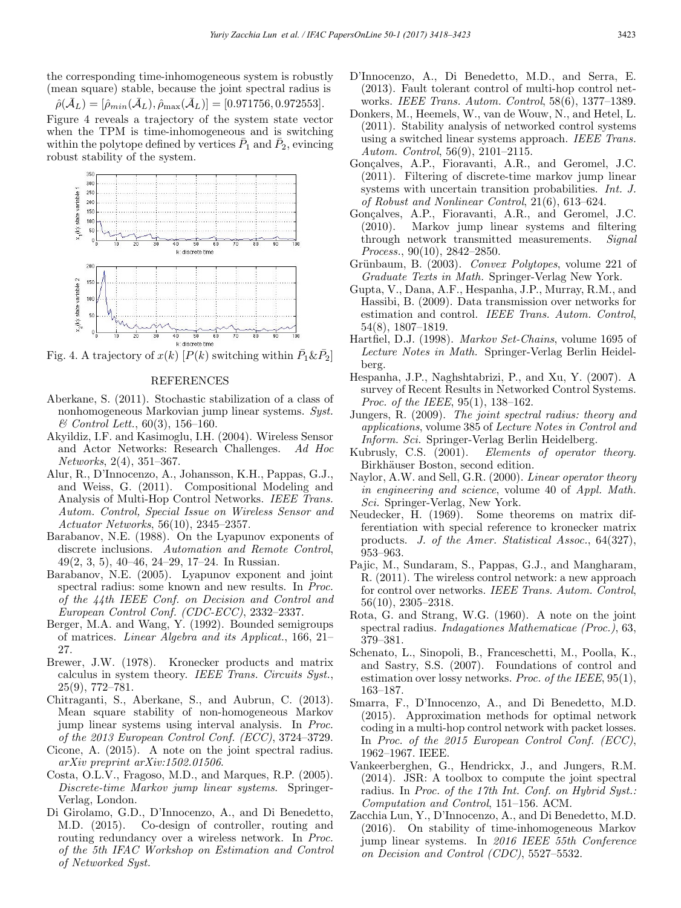the corresponding time-inhomogeneous system is robustly (mean square) stable, because the joint spectral radius is

$\hat{\rho}(\bar{\mathcal{A}}_L) = [\hat{\rho}_{min}(\bar{\mathcal{A}}_L), \hat{\rho}_{\max}(\bar{\mathcal{A}}_L)] = [0.971756, 0.972553]$.

Figure 4 reveals a trajectory of the system state vector when the TPM is time-inhomogeneous and is switching within the polytope defined by vertices $\bar{P}_1$ and $\bar{P}_2$, evincing robust stability of the system.

$x_1(k)$: state variable 1

0
50
100
150
200
250
300
350

0
10
20
30
40
50
60
70
80
90
100

k: discrete time

$x_2(k)$: state variable 2

0
50
100
150
200

0
10
20
30
40
50
60
70
80
90
100

k: discrete time

Fig. 4. A trajectory of $x(k)$ [$P(k)$ switching within $\bar{P}_1$&$\bar{P}_2$]

## REFERENCES

Aberkane, S. (2011). Stochastic stabilization of a class of nonhomogeneous Markovian jump linear systems. *Syst. & Control Lett.*, 60(3), 156–160.

Akyildiz, I.F. and Kasimoglu, I.H. (2004). Wireless Sensor and Actor Networks: Research Challenges. *Ad Hoc Networks*, 2(4), 351–367.

Alur, R., D'Innocenzo, A., Johansson, K.H., Pappas, G.J., and Weiss, G. (2011). Compositional Modeling and Analysis of Multi-Hop Control Networks. *IEEE Trans. Autom. Control, Special Issue on Wireless Sensor and Actuator Networks*, 56(10), 2345–2357.

Barabanov, N.E. (1988). On the Lyapunov exponents of discrete inclusions. *Automation and Remote Control*, 49(2, 3, 5), 40–46, 24–29, 17–24. In Russian.

Barabanov, N.E. (2005). Lyapunov exponent and joint spectral radius: some known and new results. In *Proc. of the 44th IEEE Conf. on Decision and Control and European Control Conf. (CDC-ECC)*, 2332–2337.

Berger, M.A. and Wang, Y. (1992). Bounded semigroups of matrices. *Linear Algebra and its Applicat.*, 166, 21–27.

Brewer, J.W. (1978). Kronecker products and matrix calculus in system theory. *IEEE Trans. Circuits Syst.*, 25(9), 772–781.

Chitraganti, S., Aberkane, S., and Aubrun, C. (2013). Mean square stability of non-homogeneous Markov jump linear systems using interval analysis. In *Proc. of the 2013 European Control Conf. (ECC)*, 3724–3729.

Cicone, A. (2015). A note on the joint spectral radius. *arXiv preprint arXiv:1502.01506*.

Costa, O.L.V., Fragoso, M.D., and Marques, R.P. (2005). *Discrete-time Markov jump linear systems*. Springer-Verlag, London.

Di Girolamo, G.D., D'Innocenzo, A., and Di Benedetto, M.D. (2015). Co-design of controller, routing and routing redundancy over a wireless network. In *Proc. of the 5th IFAC Workshop on Estimation and Control of Networked Syst.*

D'Innocenzo, A., Di Benedetto, M.D., and Serra, E. (2013). Fault tolerant control of multi-hop control networks. *IEEE Trans. Autom. Control*, 58(6), 1377–1389.

Donkers, M., Heemels, W., van de Wouw, N., and Hetel, L. (2011). Stability analysis of networked control systems using a switched linear systems approach. *IEEE Trans. Autom. Control*, 56(9), 2101–2115.

Gonçalves, A.P., Fioravanti, A.R., and Geromel, J.C. (2011). Filtering of discrete-time markov jump linear systems with uncertain transition probabilities. *Int. J. of Robust and Nonlinear Control*, 21(6), 613–624.

Gonçalves, A.P., Fioravanti, A.R., and Geromel, J.C. (2010). Markov jump linear systems and filtering through network transmitted measurements. *Signal Process.*, 90(10), 2842–2850.

Grünbaum, B. (2003). *Convex Polytopes*, volume 221 of *Graduate Texts in Math.* Springer-Verlag New York.

Gupta, V., Dana, A.F., Hespanha, J.P., Murray, R.M., and Hassibi, B. (2009). Data transmission over networks for estimation and control. *IEEE Trans. Autom. Control*, 54(8), 1807–1819.

Hartfiel, D.J. (1998). *Markov Set-Chains*, volume 1695 of *Lecture Notes in Math.* Springer-Verlag Berlin Heidelberg.

Hespanha, J.P., Naghshtabrizi, P., and Xu, Y. (2007). A survey of Recent Results in Networked Control Systems. *Proc. of the IEEE*, 95(1), 138–162.

Jungers, R. (2009). *The joint spectral radius: theory and applications*, volume 385 of *Lecture Notes in Control and Inform. Sci.* Springer-Verlag Berlin Heidelberg.

Kubrusly, C.S. (2001). *Elements of operator theory.* Birkhäuser Boston, second edition.

Naylor, A.W. and Sell, G.R. (2000). *Linear operator theory in engineering and science*, volume 40 of *Appl. Math. Sci.* Springer-Verlag, New York.

Neudecker, H. (1969). Some theorems on matrix differentiation with special reference to kronecker matrix products. *J. of the Amer. Statistical Assoc.*, 64(327), 953–963.

Pajic, M., Sundaram, S., Pappas, G.J., and Mangharam, R. (2011). The wireless control network: a new approach for control over networks. *IEEE Trans. Autom. Control*, 56(10), 2305–2318.

Rota, G. and Strang, W.G. (1960). A note on the joint spectral radius. *Indagationes Mathematicae (Proc.)*, 63, 379–381.

Schenato, L., Sinopoli, B., Franceschetti, M., Poolla, K., and Sastry, S.S. (2007). Foundations of control and estimation over lossy networks. *Proc. of the IEEE*, 95(1), 163–187.

Smarra, F., D'Innocenzo, A., and Di Benedetto, M.D. (2015). Approximation methods for optimal network coding in a multi-hop control network with packet losses. In *Proc. of the 2015 European Control Conf. (ECC)*, 1962–1967. IEEE.

Vankeerberghen, G., Hendrickx, J., and Jungers, R.M. (2014). JSR: A toolbox to compute the joint spectral radius. In *Proc. of the 17th Int. Conf. on Hybrid Syst.: Computation and Control*, 151–156. ACM.

Zacchia Lun, Y., D'Innocenzo, A., and Di Benedetto, M.D. (2016). On stability of time-inhomogeneous Markov jump linear systems. In *2016 IEEE 55th Conference on Decision and Control (CDC)*, 5527–5532.